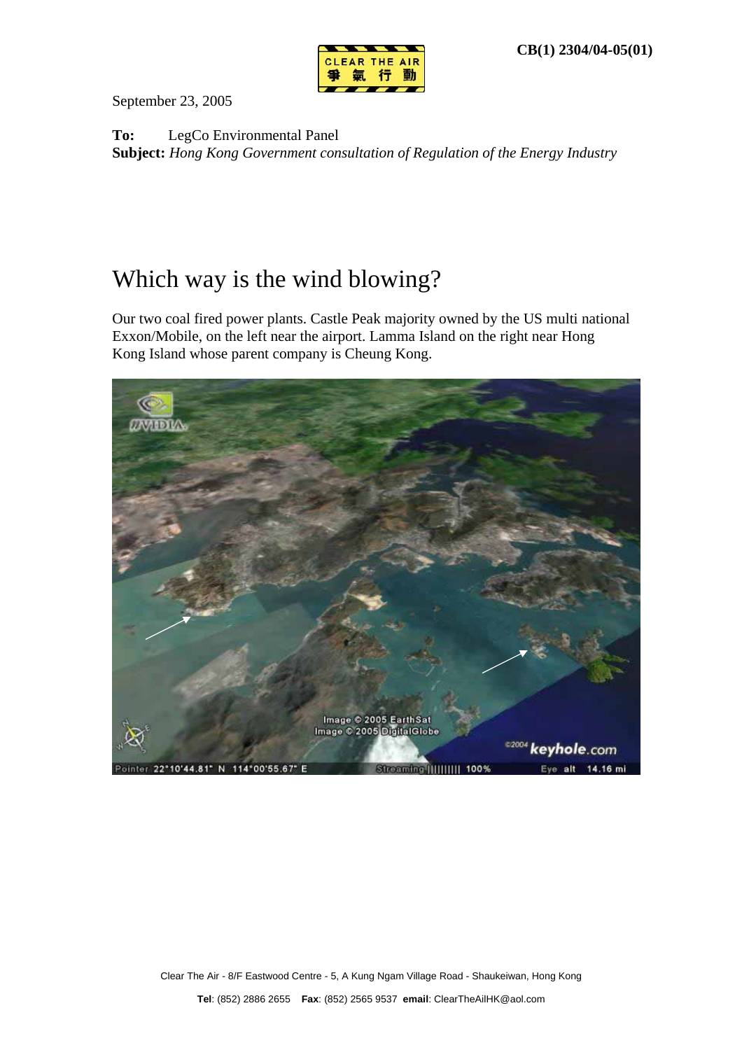CB(1) 2304/04-05(01)

CLEAR THE AIR 爭氣行動

September 23, 2005

**To:** LegCo Environmental Panel
**Subject:** *Hong Kong Government consultation of Regulation of the Energy Industry*

# Which way is the wind blowing?

Our two coal fired power plants. Castle Peak majority owned by the US multi national Exxon/Mobile, on the left near the airport. Lamma Island on the right near Hong Kong Island whose parent company is Cheung Kong.

Clear The Air - 8/F Eastwood Centre - 5, A Kung Ngam Village Road - Shaukeiwan, Hong Kong

**Tel**: (852) 2886 2655 **Fax**: (852) 2565 9537 **email**: ClearTheAilHK@aol.com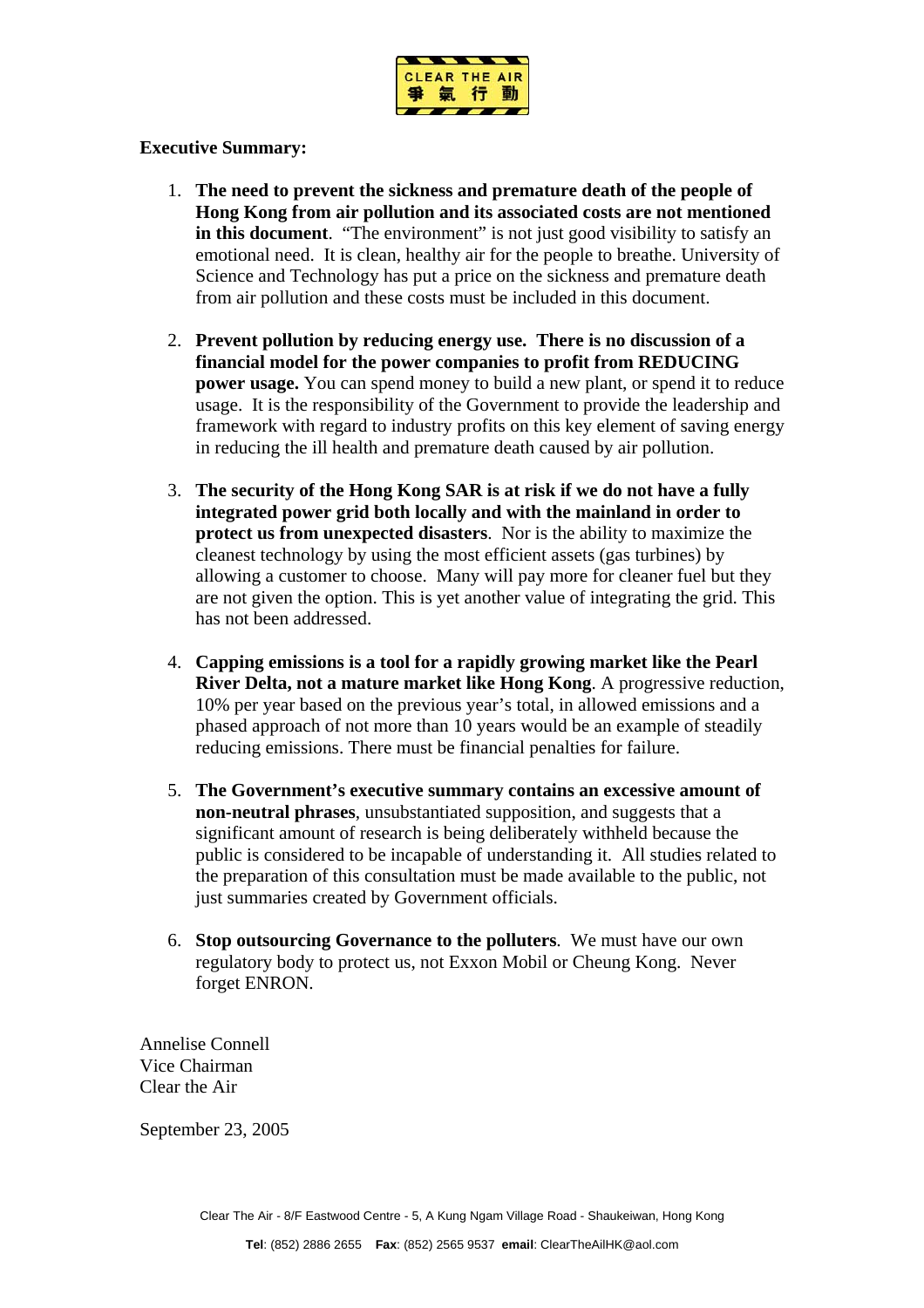**Executive Summary:**

1. **The need to prevent the sickness and premature death of the people of Hong Kong from air pollution and its associated costs are not mentioned in this document**. "The environment" is not just good visibility to satisfy an emotional need. It is clean, healthy air for the people to breathe. University of Science and Technology has put a price on the sickness and premature death from air pollution and these costs must be included in this document.

2. **Prevent pollution by reducing energy use. There is no discussion of a financial model for the power companies to profit from REDUCING power usage.** You can spend money to build a new plant, or spend it to reduce usage. It is the responsibility of the Government to provide the leadership and framework with regard to industry profits on this key element of saving energy in reducing the ill health and premature death caused by air pollution.

3. **The security of the Hong Kong SAR is at risk if we do not have a fully integrated power grid both locally and with the mainland in order to protect us from unexpected disasters**. Nor is the ability to maximize the cleanest technology by using the most efficient assets (gas turbines) by allowing a customer to choose. Many will pay more for cleaner fuel but they are not given the option. This is yet another value of integrating the grid. This has not been addressed.

4. **Capping emissions is a tool for a rapidly growing market like the Pearl River Delta, not a mature market like Hong Kong**. A progressive reduction, 10% per year based on the previous year's total, in allowed emissions and a phased approach of not more than 10 years would be an example of steadily reducing emissions. There must be financial penalties for failure.

5. **The Government's executive summary contains an excessive amount of non-neutral phrases**, unsubstantiated supposition, and suggests that a significant amount of research is being deliberately withheld because the public is considered to be incapable of understanding it. All studies related to the preparation of this consultation must be made available to the public, not just summaries created by Government officials.

6. **Stop outsourcing Governance to the polluters**. We must have our own regulatory body to protect us, not Exxon Mobil or Cheung Kong. Never forget ENRON.

Annelise Connell
Vice Chairman
Clear the Air

September 23, 2005

Clear The Air - 8/F Eastwood Centre - 5, A Kung Ngam Village Road - Shaukeiwan, Hong Kong

**Tel**: (852) 2886 2655 **Fax**: (852) 2565 9537 **email**: ClearTheAilHK@aol.com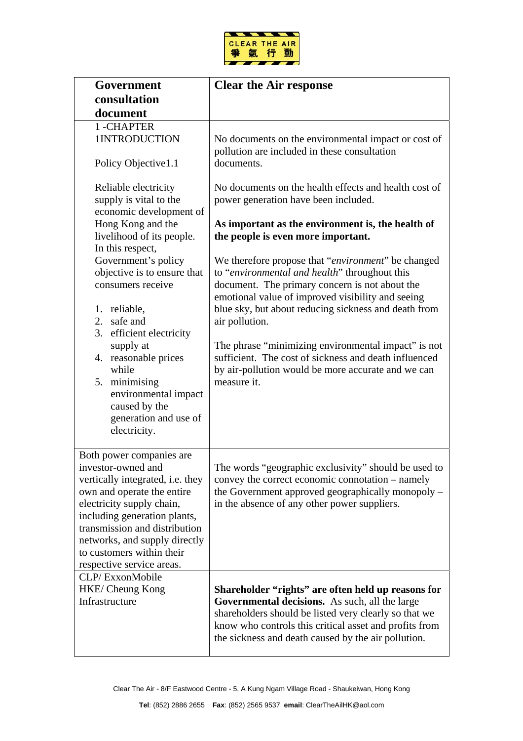| Government consultation document | Clear the Air response |
|---|---|
| 1 -CHAPTER 1INTRODUCTION<br><br>Policy Objective1.1<br><br>Reliable electricity supply is vital to the economic development of Hong Kong and the livelihood of its people. In this respect, Government's policy objective is to ensure that consumers receive<br><br>1. reliable,<br>2. safe and<br>3. efficient electricity supply at<br>4. reasonable prices while<br>5. minimising environmental impact caused by the generation and use of electricity. | No documents on the environmental impact or cost of pollution are included in these consultation documents.<br><br>No documents on the health effects and health cost of power generation have been included.<br><br>**As important as the environment is, the health of the people is even more important.**<br><br>We therefore propose that "*environment*" be changed to "*environmental and health*" throughout this document. The primary concern is not about the emotional value of improved visibility and seeing blue sky, but about reducing sickness and death from air pollution.<br><br>The phrase "minimizing environmental impact" is not sufficient. The cost of sickness and death influenced by air-pollution would be more accurate and we can measure it. |
| Both power companies are investor-owned and vertically integrated, i.e. they own and operate the entire electricity supply chain, including generation plants, transmission and distribution networks, and supply directly to customers within their respective service areas. | The words "geographic exclusivity" should be used to convey the correct economic connotation – namely the Government approved geographically monopoly – in the absence of any other power suppliers. |
| CLP/ ExxonMobile<br>HKE/ Cheung Kong Infrastructure | **Shareholder "rights" are often held up reasons for Governmental decisions.** As such, all the large shareholders should be listed very clearly so that we know who controls this critical asset and profits from the sickness and death caused by the air pollution. |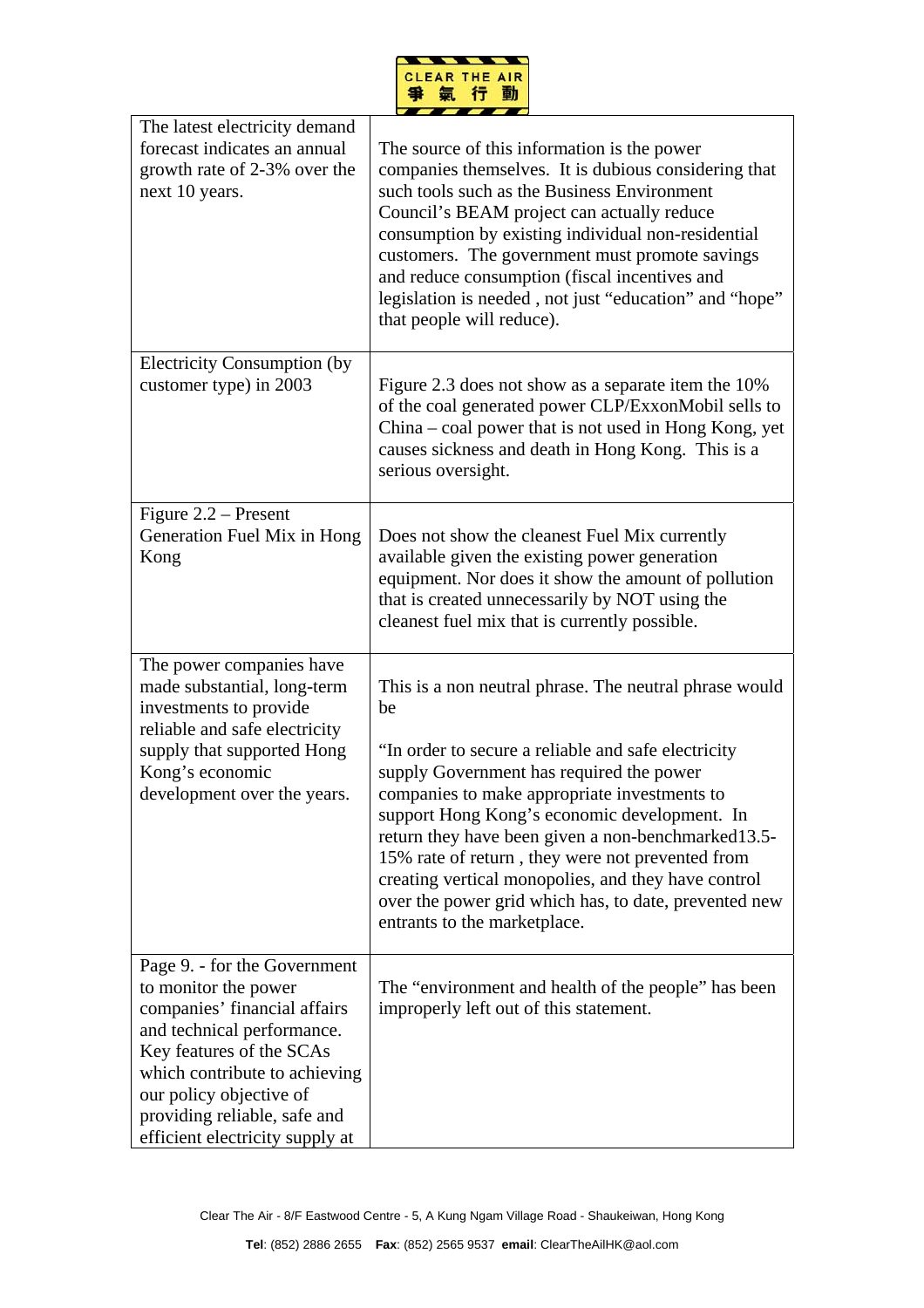| | |
|---|---|
| The latest electricity demand forecast indicates an annual growth rate of 2-3% over the next 10 years. | The source of this information is the power companies themselves. It is dubious considering that such tools such as the Business Environment Council's BEAM project can actually reduce consumption by existing individual non-residential customers. The government must promote savings and reduce consumption (fiscal incentives and legislation is needed , not just "education" and "hope" that people will reduce). |
| Electricity Consumption (by customer type) in 2003 | Figure 2.3 does not show as a separate item the 10% of the coal generated power CLP/ExxonMobil sells to China – coal power that is not used in Hong Kong, yet causes sickness and death in Hong Kong. This is a serious oversight. |
| Figure 2.2 – Present Generation Fuel Mix in Hong Kong | Does not show the cleanest Fuel Mix currently available given the existing power generation equipment. Nor does it show the amount of pollution that is created unnecessarily by NOT using the cleanest fuel mix that is currently possible. |
| The power companies have made substantial, long-term investments to provide reliable and safe electricity supply that supported Hong Kong's economic development over the years. | This is a non neutral phrase. The neutral phrase would be<br><br>"In order to secure a reliable and safe electricity supply Government has required the power companies to make appropriate investments to support Hong Kong's economic development. In return they have been given a non-benchmarked13.5-15% rate of return , they were not prevented from creating vertical monopolies, and they have control over the power grid which has, to date, prevented new entrants to the marketplace. |
| Page 9. - for the Government to monitor the power companies' financial affairs and technical performance. Key features of the SCAs which contribute to achieving our policy objective of providing reliable, safe and efficient electricity supply at | The "environment and health of the people" has been improperly left out of this statement. |

Clear The Air - 8/F Eastwood Centre - 5, A Kung Ngam Village Road - Shaukeiwan, Hong Kong

**Tel**: (852) 2886 2655 **Fax**: (852) 2565 9537 **email**: ClearTheAilHK@aol.com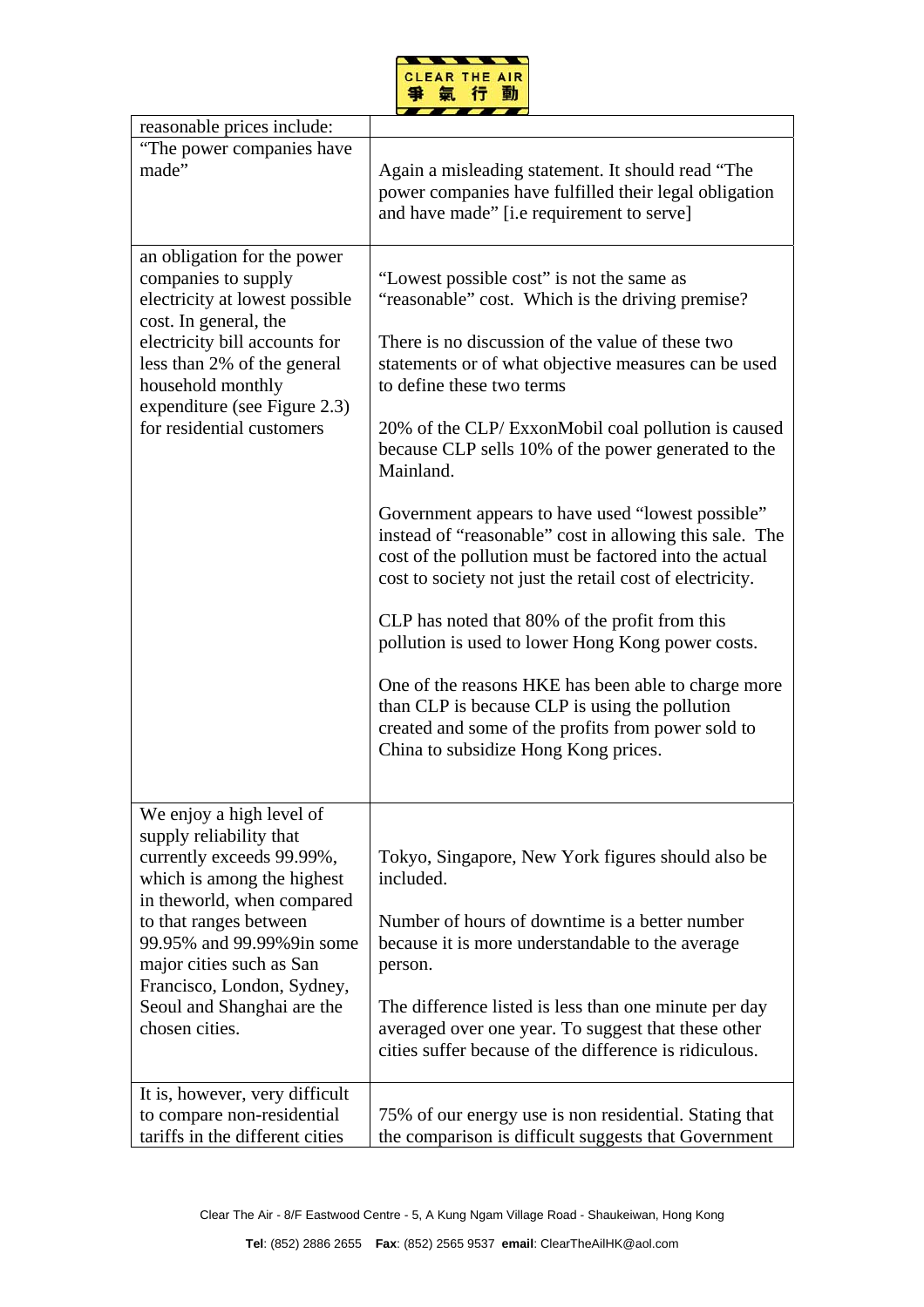| reasonable prices include: | |
|---|---|
| "The power companies have made" | Again a misleading statement. It should read "The power companies have fulfilled their legal obligation and have made" [i.e requirement to serve] |
| an obligation for the power companies to supply electricity at lowest possible cost. In general, the electricity bill accounts for less than 2% of the general household monthly expenditure (see Figure 2.3) for residential customers | "Lowest possible cost" is not the same as "reasonable" cost. Which is the driving premise?<br><br>There is no discussion of the value of these two statements or of what objective measures can be used to define these two terms<br><br>20% of the CLP/ ExxonMobil coal pollution is caused because CLP sells 10% of the power generated to the Mainland.<br><br>Government appears to have used "lowest possible" instead of "reasonable" cost in allowing this sale. The cost of the pollution must be factored into the actual cost to society not just the retail cost of electricity.<br><br>CLP has noted that 80% of the profit from this pollution is used to lower Hong Kong power costs.<br><br>One of the reasons HKE has been able to charge more than CLP is because CLP is using the pollution created and some of the profits from power sold to China to subsidize Hong Kong prices. |
| We enjoy a high level of supply reliability that currently exceeds 99.99%, which is among the highest in theworld, when compared to that ranges between 99.95% and 99.99%9in some major cities such as San Francisco, London, Sydney, Seoul and Shanghai are the chosen cities. | Tokyo, Singapore, New York figures should also be included.<br><br>Number of hours of downtime is a better number because it is more understandable to the average person.<br><br>The difference listed is less than one minute per day averaged over one year. To suggest that these other cities suffer because of the difference is ridiculous. |
| It is, however, very difficult to compare non-residential tariffs in the different cities | 75% of our energy use is non residential. Stating that the comparison is difficult suggests that Government |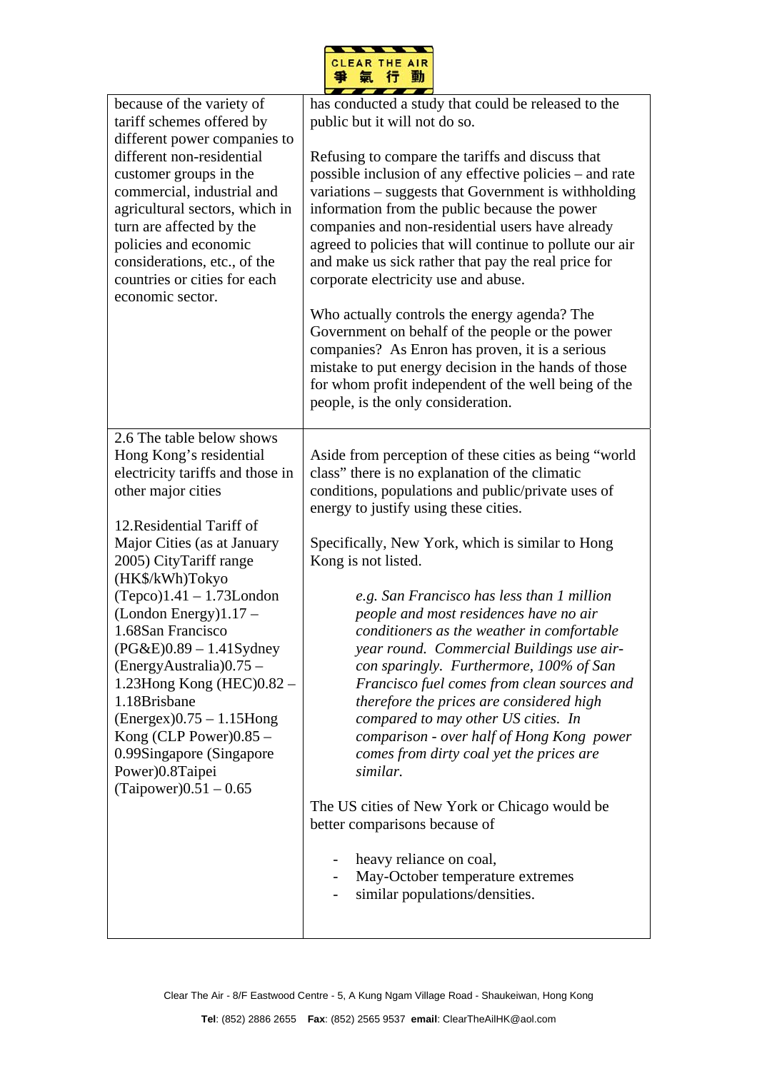| | |
|---|---|
| because of the variety of tariff schemes offered by different power companies to different non-residential customer groups in the commercial, industrial and agricultural sectors, which in turn are affected by the policies and economic considerations, etc., of the countries or cities for each economic sector. | has conducted a study that could be released to the public but it will not do so.<br><br>Refusing to compare the tariffs and discuss that possible inclusion of any effective policies – and rate variations – suggests that Government is withholding information from the public because the power companies and non-residential users have already agreed to policies that will continue to pollute our air and make us sick rather that pay the real price for corporate electricity use and abuse.<br><br>Who actually controls the energy agenda? The Government on behalf of the people or the power companies? As Enron has proven, it is a serious mistake to put energy decision in the hands of those for whom profit independent of the well being of the people, is the only consideration. |
| 2.6 The table below shows Hong Kong's residential electricity tariffs and those in other major cities<br><br>12.Residential Tariff of Major Cities (as at January 2005) CityTariff range (HK$/kWh)Tokyo (Tepco)1.41 – 1.73London (London Energy)1.17 – 1.68San Francisco (PG&E)0.89 – 1.41Sydney (EnergyAustralia)0.75 – 1.23Hong Kong (HEC)0.82 – 1.18Brisbane (Energex)0.75 – 1.15Hong Kong (CLP Power)0.85 – 0.99Singapore (Singapore Power)0.8Taipei (Taipower)0.51 – 0.65 | Aside from perception of these cities as being "world class" there is no explanation of the climatic conditions, populations and public/private uses of energy to justify using these cities.<br><br>Specifically, New York, which is similar to Hong Kong is not listed.<br><br>*e.g. San Francisco has less than 1 million people and most residences have no air conditioners as the weather in comfortable year round. Commercial Buildings use air-con sparingly. Furthermore, 100% of San Francisco fuel comes from clean sources and therefore the prices are considered high compared to may other US cities. In comparison - over half of Hong Kong power comes from dirty coal yet the prices are similar.*<br><br>The US cities of New York or Chicago would be better comparisons because of<br><br>- heavy reliance on coal,<br>- May-October temperature extremes<br>- similar populations/densities. |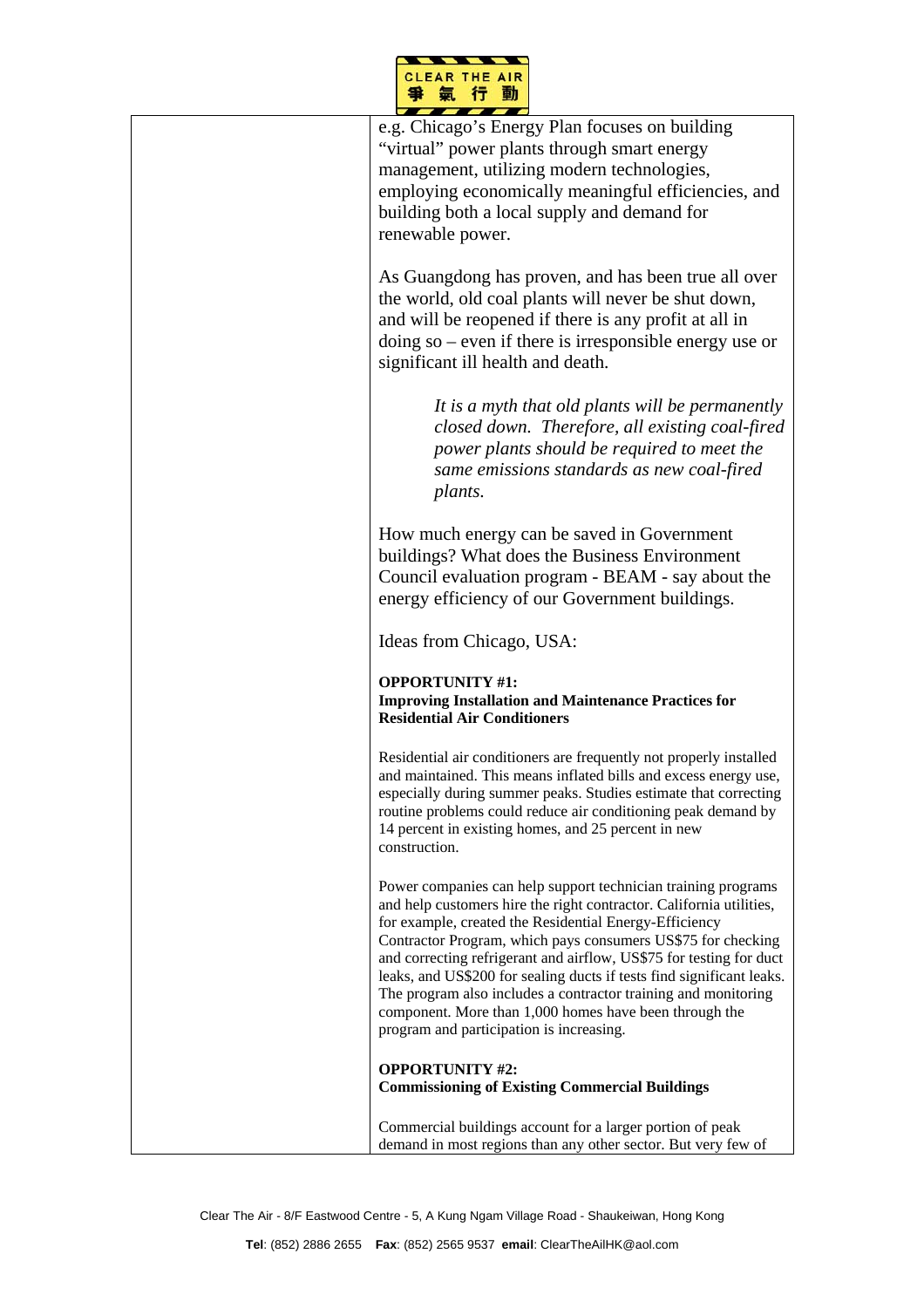e.g. Chicago's Energy Plan focuses on building "virtual" power plants through smart energy management, utilizing modern technologies, employing economically meaningful efficiencies, and building both a local supply and demand for renewable power.

As Guangdong has proven, and has been true all over the world, old coal plants will never be shut down, and will be reopened if there is any profit at all in doing so – even if there is irresponsible energy use or significant ill health and death.

> *It is a myth that old plants will be permanently closed down. Therefore, all existing coal-fired power plants should be required to meet the same emissions standards as new coal-fired plants.*

How much energy can be saved in Government buildings? What does the Business Environment Council evaluation program - BEAM - say about the energy efficiency of our Government buildings.

Ideas from Chicago, USA:

**OPPORTUNITY #1:**
**Improving Installation and Maintenance Practices for Residential Air Conditioners**

Residential air conditioners are frequently not properly installed and maintained. This means inflated bills and excess energy use, especially during summer peaks. Studies estimate that correcting routine problems could reduce air conditioning peak demand by 14 percent in existing homes, and 25 percent in new construction.

Power companies can help support technician training programs and help customers hire the right contractor. California utilities, for example, created the Residential Energy-Efficiency Contractor Program, which pays consumers US$75 for checking and correcting refrigerant and airflow, US$75 for testing for duct leaks, and US$200 for sealing ducts if tests find significant leaks. The program also includes a contractor training and monitoring component. More than 1,000 homes have been through the program and participation is increasing.

**OPPORTUNITY #2:**
**Commissioning of Existing Commercial Buildings**

Commercial buildings account for a larger portion of peak demand in most regions than any other sector. But very few of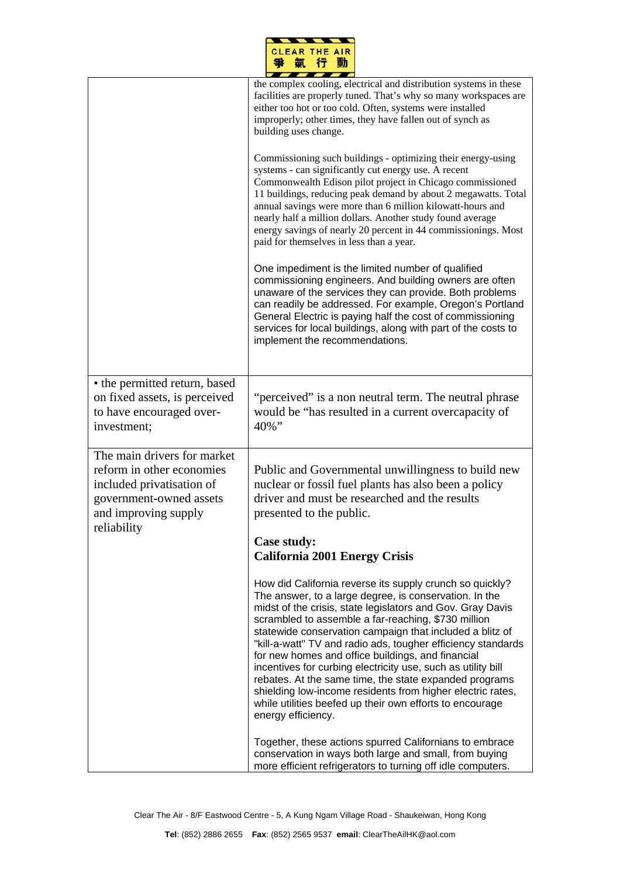| | |
|---|---|
| | the complex cooling, electrical and distribution systems in these facilities are properly tuned. That's why so many workspaces are either too hot or too cold. Often, systems were installed improperly; other times, they have fallen out of synch as building uses change.<br><br>Commissioning such buildings - optimizing their energy-using systems - can significantly cut energy use. A recent Commonwealth Edison pilot project in Chicago commissioned 11 buildings, reducing peak demand by about 2 megawatts. Total annual savings were more than 6 million kilowatt-hours and nearly half a million dollars. Another study found average energy savings of nearly 20 percent in 44 commissionings. Most paid for themselves in less than a year.<br><br>One impediment is the limited number of qualified commissioning engineers. And building owners are often unaware of the services they can provide. Both problems can readily be addressed. For example, Oregon's Portland General Electric is paying half the cost of commissioning services for local buildings, along with part of the costs to implement the recommendations. |
| • the permitted return, based on fixed assets, is perceived to have encouraged over-investment; | "perceived" is a non neutral term. The neutral phrase would be "has resulted in a current overcapacity of 40%" |
| The main drivers for market reform in other economies included privatisation of government-owned assets and improving supply reliability | Public and Governmental unwillingness to build new nuclear or fossil fuel plants has also been a policy driver and must be researched and the results presented to the public.<br><br>**Case study:<br>California 2001 Energy Crisis**<br><br>How did California reverse its supply crunch so quickly? The answer, to a large degree, is conservation. In the midst of the crisis, state legislators and Gov. Gray Davis scrambled to assemble a far-reaching, $730 million statewide conservation campaign that included a blitz of "kill-a-watt" TV and radio ads, tougher efficiency standards for new homes and office buildings, and financial incentives for curbing electricity use, such as utility bill rebates. At the same time, the state expanded programs shielding low-income residents from higher electric rates, while utilities beefed up their own efforts to encourage energy efficiency.<br><br>Together, these actions spurred Californians to embrace conservation in ways both large and small, from buying more efficient refrigerators to turning off idle computers. |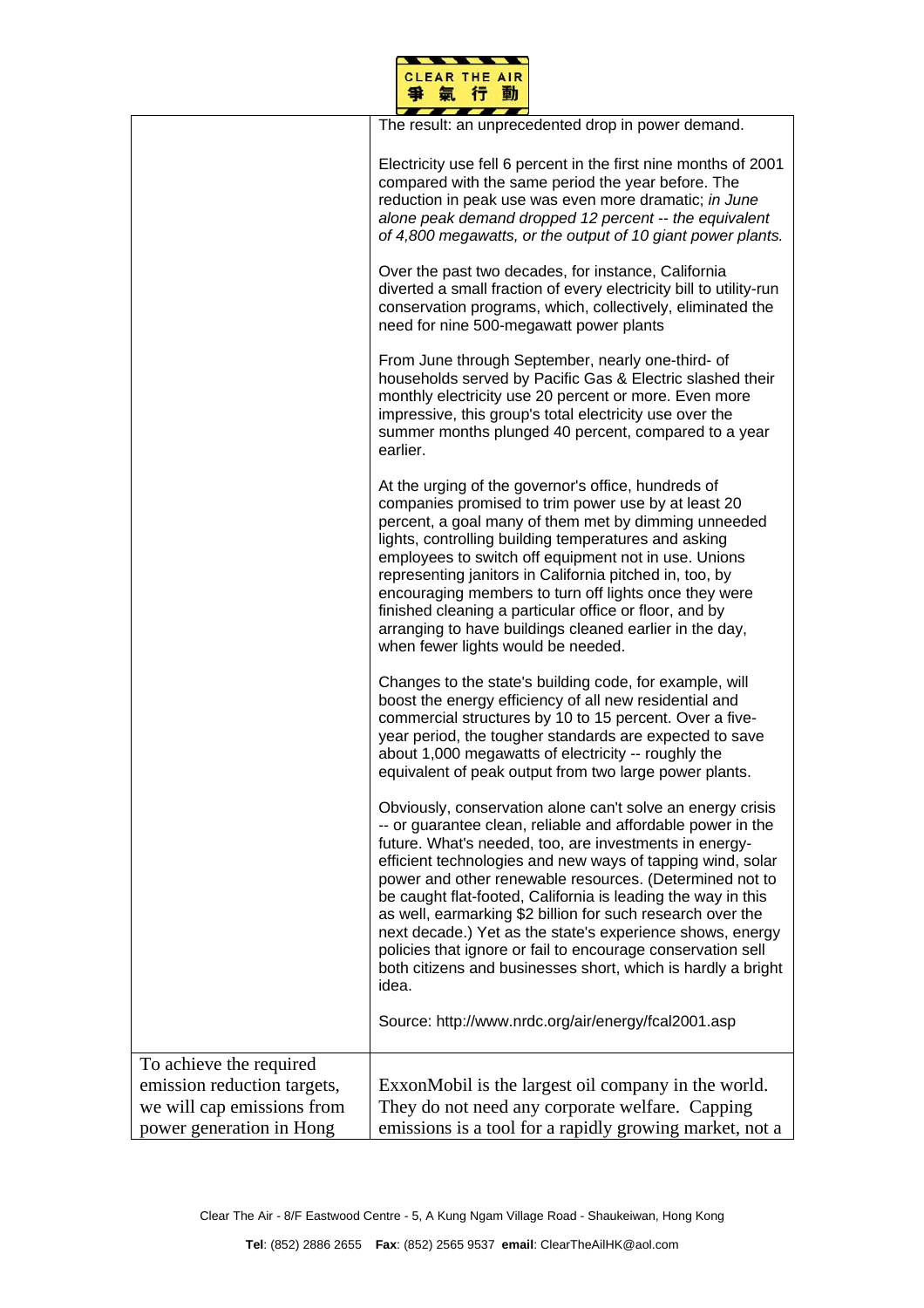| | |
|---|---|
| | The result: an unprecedented drop in power demand.<br><br>Electricity use fell 6 percent in the first nine months of 2001 compared with the same period the year before. The reduction in peak use was even more dramatic; *in June alone peak demand dropped 12 percent -- the equivalent of 4,800 megawatts, or the output of 10 giant power plants.*<br><br>Over the past two decades, for instance, California diverted a small fraction of every electricity bill to utility-run conservation programs, which, collectively, eliminated the need for nine 500-megawatt power plants<br><br>From June through September, nearly one-third- of households served by Pacific Gas & Electric slashed their monthly electricity use 20 percent or more. Even more impressive, this group's total electricity use over the summer months plunged 40 percent, compared to a year earlier.<br><br>At the urging of the governor's office, hundreds of companies promised to trim power use by at least 20 percent, a goal many of them met by dimming unneeded lights, controlling building temperatures and asking employees to switch off equipment not in use. Unions representing janitors in California pitched in, too, by encouraging members to turn off lights once they were finished cleaning a particular office or floor, and by arranging to have buildings cleaned earlier in the day, when fewer lights would be needed.<br><br>Changes to the state's building code, for example, will boost the energy efficiency of all new residential and commercial structures by 10 to 15 percent. Over a five-year period, the tougher standards are expected to save about 1,000 megawatts of electricity -- roughly the equivalent of peak output from two large power plants.<br><br>Obviously, conservation alone can't solve an energy crisis -- or guarantee clean, reliable and affordable power in the future. What's needed, too, are investments in energy-efficient technologies and new ways of tapping wind, solar power and other renewable resources. (Determined not to be caught flat-footed, California is leading the way in this as well, earmarking $2 billion for such research over the next decade.) Yet as the state's experience shows, energy policies that ignore or fail to encourage conservation sell both citizens and businesses short, which is hardly a bright idea.<br><br>Source: http://www.nrdc.org/air/energy/fcal2001.asp |
| To achieve the required emission reduction targets, we will cap emissions from power generation in Hong | ExxonMobil is the largest oil company in the world. They do not need any corporate welfare. Capping emissions is a tool for a rapidly growing market, not a |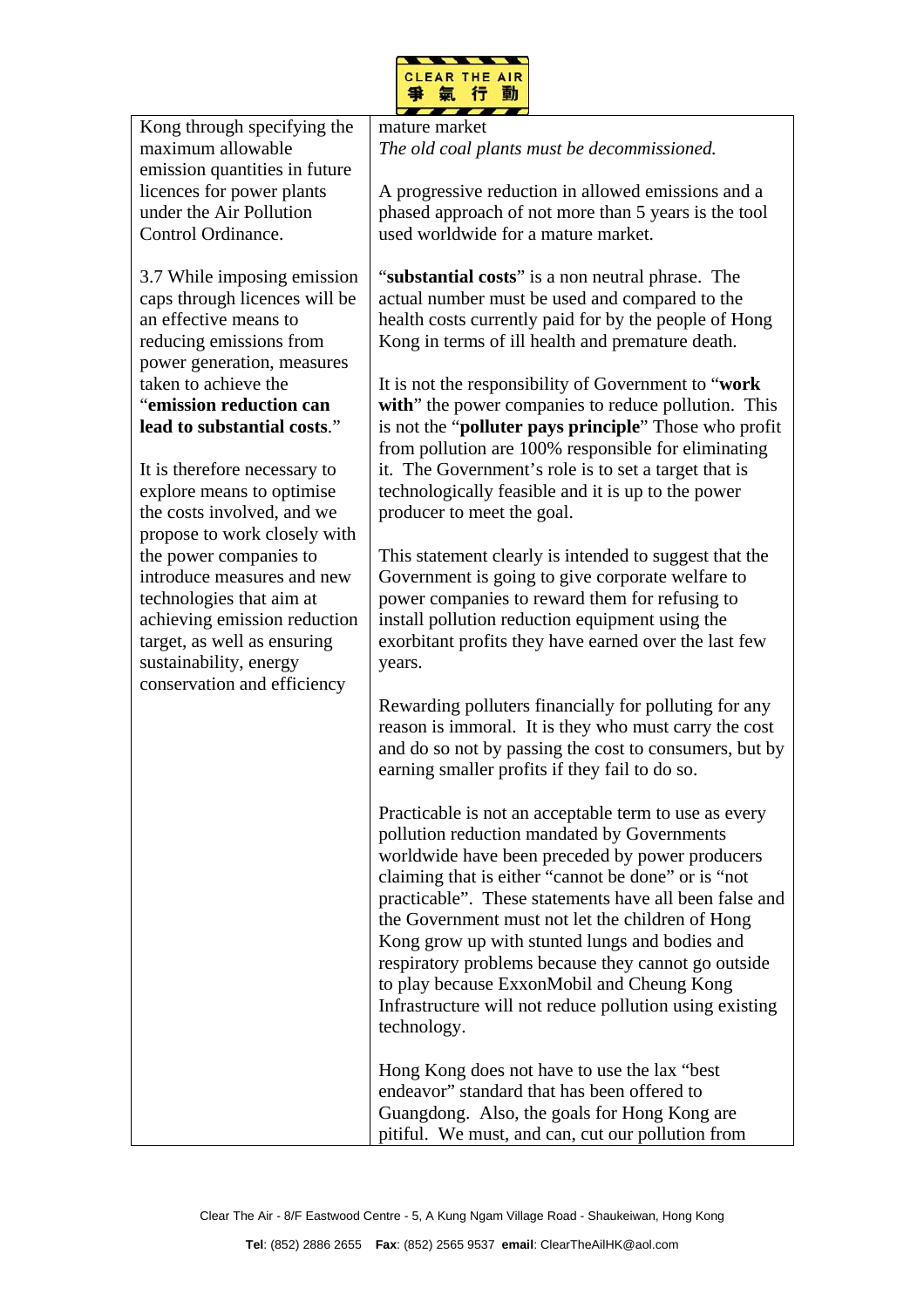| | |
|---|---|
| Kong through specifying the maximum allowable emission quantities in future licences for power plants under the Air Pollution Control Ordinance. | mature market<br>*The old coal plants must be decommissioned.*<br><br>A progressive reduction in allowed emissions and a phased approach of not more than 5 years is the tool used worldwide for a mature market. |
| 3.7 While imposing emission caps through licences will be an effective means to reducing emissions from power generation, measures taken to achieve the "**emission reduction can lead to substantial costs**."<br><br>It is therefore necessary to explore means to optimise the costs involved, and we propose to work closely with the power companies to introduce measures and new technologies that aim at achieving emission reduction target, as well as ensuring sustainability, energy conservation and efficiency | "**substantial costs**" is a non neutral phrase. The actual number must be used and compared to the health costs currently paid for by the people of Hong Kong in terms of ill health and premature death.<br><br>It is not the responsibility of Government to "**work with**" the power companies to reduce pollution. This is not the "**polluter pays principle**" Those who profit from pollution are 100% responsible for eliminating it. The Government's role is to set a target that is technologically feasible and it is up to the power producer to meet the goal.<br><br>This statement clearly is intended to suggest that the Government is going to give corporate welfare to power companies to reward them for refusing to install pollution reduction equipment using the exorbitant profits they have earned over the last few years.<br><br>Rewarding polluters financially for polluting for any reason is immoral. It is they who must carry the cost and do so not by passing the cost to consumers, but by earning smaller profits if they fail to do so.<br><br>Practicable is not an acceptable term to use as every pollution reduction mandated by Governments worldwide have been preceded by power producers claiming that is either "cannot be done" or is "not practicable". These statements have all been false and the Government must not let the children of Hong Kong grow up with stunted lungs and bodies and respiratory problems because they cannot go outside to play because ExxonMobil and Cheung Kong Infrastructure will not reduce pollution using existing technology.<br><br>Hong Kong does not have to use the lax "best endeavor" standard that has been offered to Guangdong. Also, the goals for Hong Kong are pitiful. We must, and can, cut our pollution from |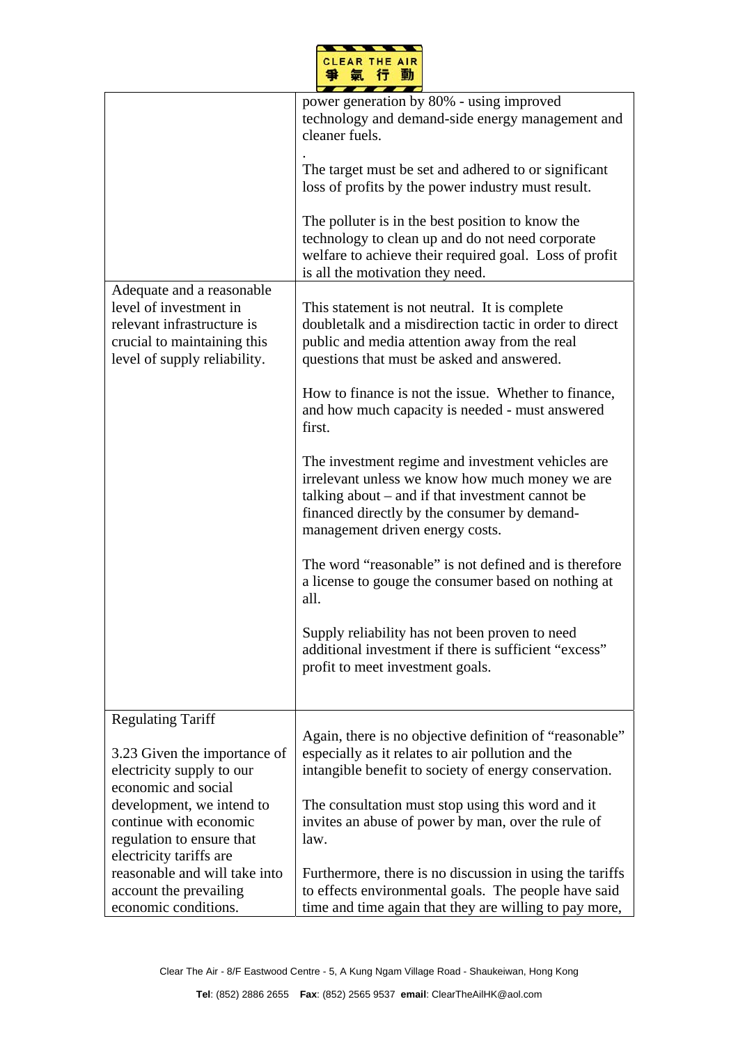| | |
|---|---|
| | power generation by 80% - using improved technology and demand-side energy management and cleaner fuels.<br><br>.<br>The target must be set and adhered to or significant loss of profits by the power industry must result.<br><br>The polluter is in the best position to know the technology to clean up and do not need corporate welfare to achieve their required goal. Loss of profit is all the motivation they need. |
| Adequate and a reasonable level of investment in relevant infrastructure is crucial to maintaining this level of supply reliability. | This statement is not neutral. It is complete doubletalk and a misdirection tactic in order to direct public and media attention away from the real questions that must be asked and answered.<br><br>How to finance is not the issue. Whether to finance, and how much capacity is needed - must answered first.<br><br>The investment regime and investment vehicles are irrelevant unless we know how much money we are talking about – and if that investment cannot be financed directly by the consumer by demand-management driven energy costs.<br><br>The word "reasonable" is not defined and is therefore a license to gouge the consumer based on nothing at all.<br><br>Supply reliability has not been proven to need additional investment if there is sufficient "excess" profit to meet investment goals. |
| Regulating Tariff<br><br>3.23 Given the importance of electricity supply to our economic and social development, we intend to continue with economic regulation to ensure that electricity tariffs are reasonable and will take into account the prevailing economic conditions. | Again, there is no objective definition of "reasonable" especially as it relates to air pollution and the intangible benefit to society of energy conservation.<br><br>The consultation must stop using this word and it invites an abuse of power by man, over the rule of law.<br><br>Furthermore, there is no discussion in using the tariffs to effects environmental goals. The people have said time and time again that they are willing to pay more, |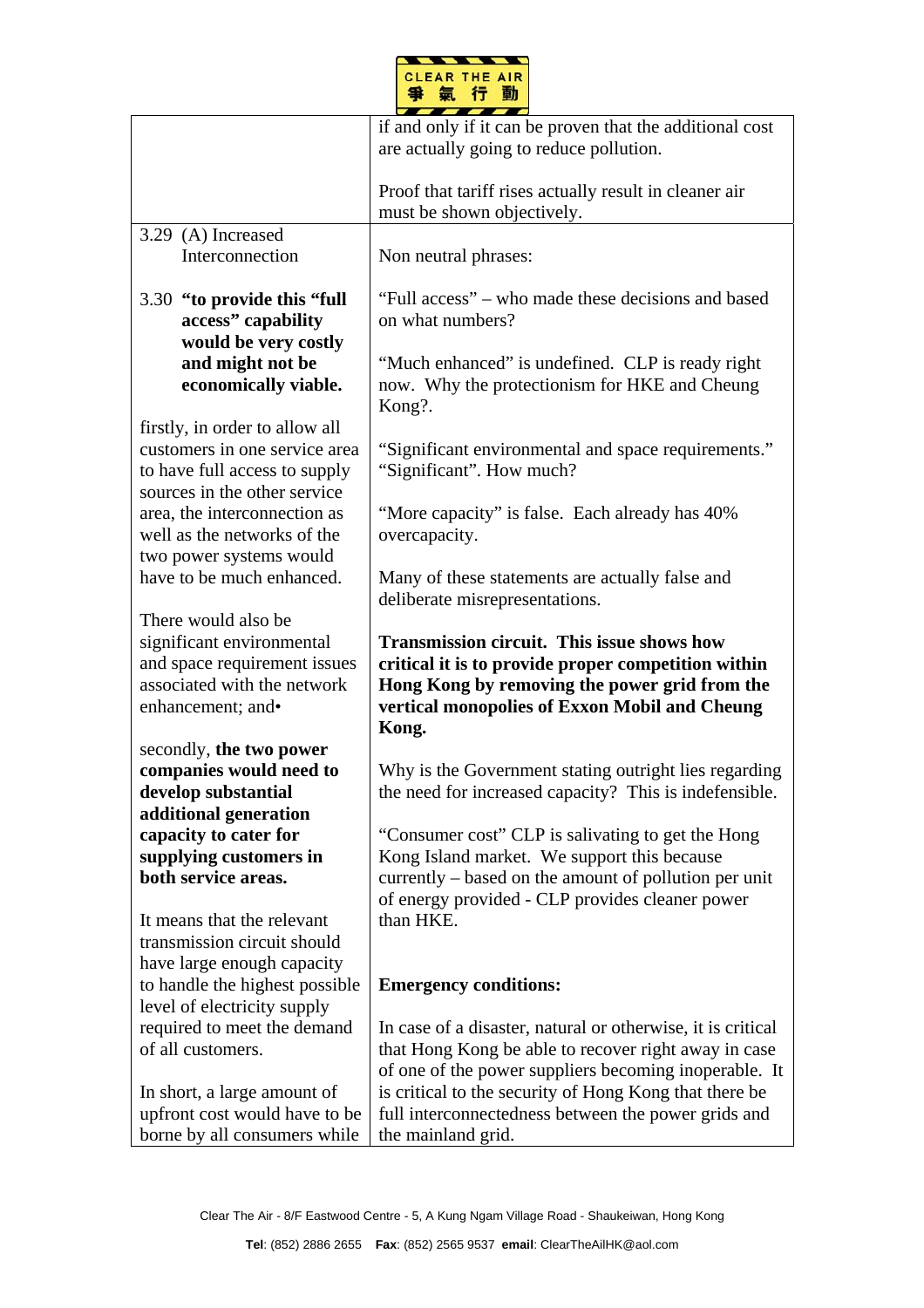| | |
|---|---|
| | if and only if it can be proven that the additional cost are actually going to reduce pollution.<br><br>Proof that tariff rises actually result in cleaner air must be shown objectively. |
| 3.29 (A) Increased Interconnection<br><br>3.30 **"to provide this "full access" capability would be very costly and might not be economically viable.**<br><br>firstly, in order to allow all customers in one service area to have full access to supply sources in the other service area, the interconnection as well as the networks of the two power systems would have to be much enhanced.<br><br>There would also be significant environmental and space requirement issues associated with the network enhancement; and•<br><br>secondly, **the two power companies would need to develop substantial additional generation capacity to cater for supplying customers in both service areas.**<br><br>It means that the relevant transmission circuit should have large enough capacity to handle the highest possible level of electricity supply required to meet the demand of all customers.<br><br>In short, a large amount of upfront cost would have to be borne by all consumers while | Non neutral phrases:<br><br>"Full access" – who made these decisions and based on what numbers?<br><br>"Much enhanced" is undefined. CLP is ready right now. Why the protectionism for HKE and Cheung Kong?.<br><br>"Significant environmental and space requirements." "Significant". How much?<br><br>"More capacity" is false. Each already has 40% overcapacity.<br><br>Many of these statements are actually false and deliberate misrepresentations.<br><br>**Transmission circuit. This issue shows how critical it is to provide proper competition within Hong Kong by removing the power grid from the vertical monopolies of Exxon Mobil and Cheung Kong.**<br><br>Why is the Government stating outright lies regarding the need for increased capacity? This is indefensible.<br><br>"Consumer cost" CLP is salivating to get the Hong Kong Island market. We support this because currently – based on the amount of pollution per unit of energy provided - CLP provides cleaner power than HKE.<br><br>**Emergency conditions:**<br><br>In case of a disaster, natural or otherwise, it is critical that Hong Kong be able to recover right away in case of one of the power suppliers becoming inoperable. It is critical to the security of Hong Kong that there be full interconnectedness between the power grids and the mainland grid. |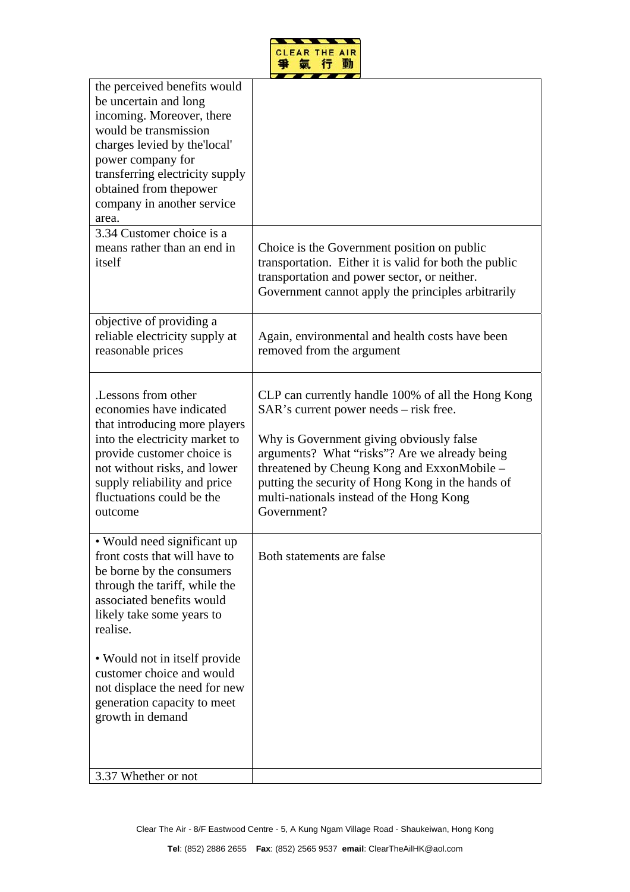| | |
|---|---|
| the perceived benefits would be uncertain and long incoming. Moreover, there would be transmission charges levied by the'local' power company for transferring electricity supply obtained from thepower company in another service area. | |
| 3.34 Customer choice is a means rather than an end in itself | Choice is the Government position on public transportation. Either it is valid for both the public transportation and power sector, or neither. Government cannot apply the principles arbitrarily |
| objective of providing a reliable electricity supply at reasonable prices | Again, environmental and health costs have been removed from the argument |
| .Lessons from other economies have indicated that introducing more players into the electricity market to provide customer choice is not without risks, and lower supply reliability and price fluctuations could be the outcome | CLP can currently handle 100% of all the Hong Kong SAR's current power needs – risk free.<br><br>Why is Government giving obviously false arguments? What "risks"? Are we already being threatened by Cheung Kong and ExxonMobile – putting the security of Hong Kong in the hands of multi-nationals instead of the Hong Kong Government? |
| • Would need significant up front costs that will have to be borne by the consumers through the tariff, while the associated benefits would likely take some years to realise.<br><br>• Would not in itself provide customer choice and would not displace the need for new generation capacity to meet growth in demand | Both statements are false |
| 3.37 Whether or not | |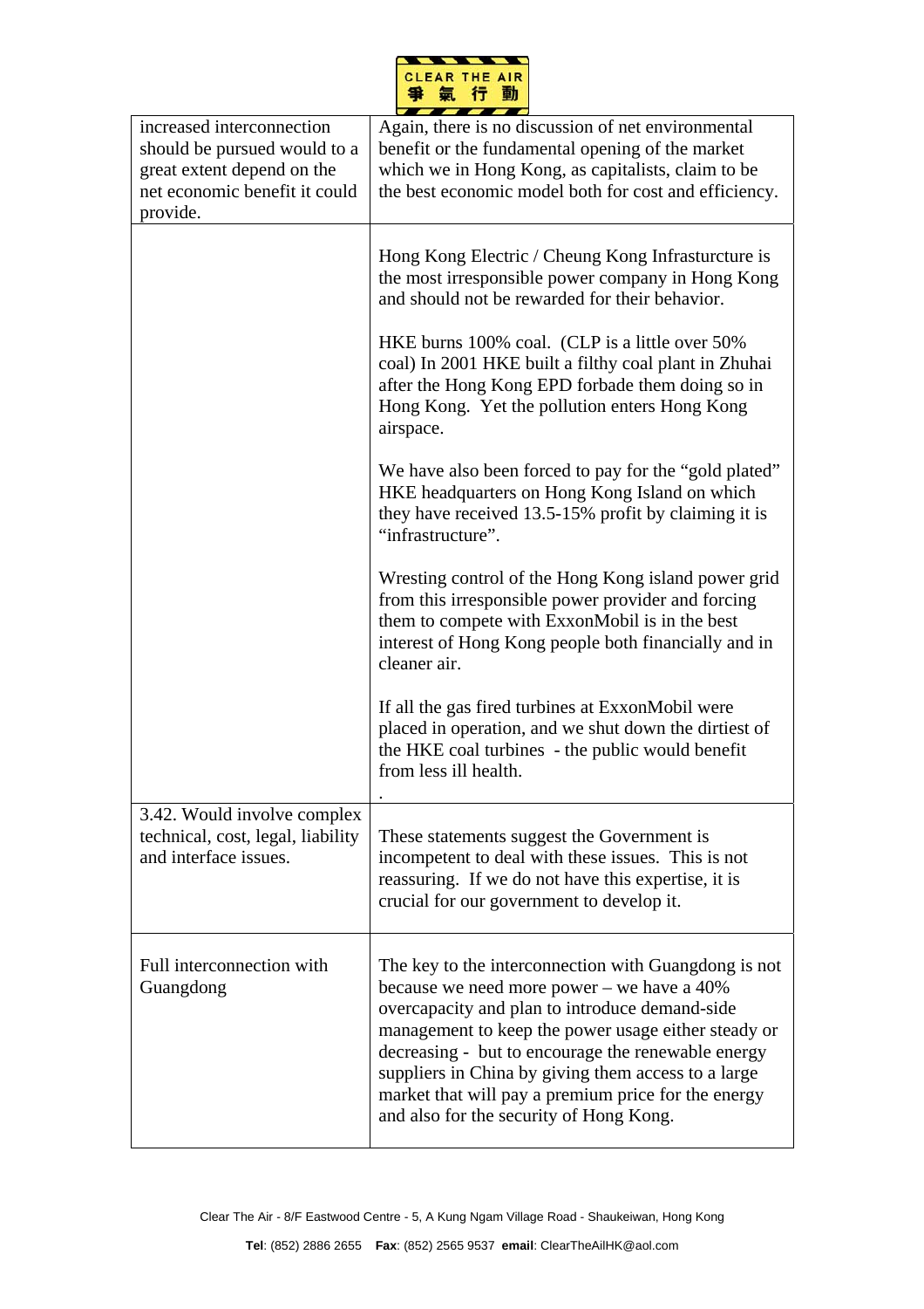| increased interconnection should be pursued would to a great extent depend on the net economic benefit it could provide. | Again, there is no discussion of net environmental benefit or the fundamental opening of the market which we in Hong Kong, as capitalists, claim to be the best economic model both for cost and efficiency. |
|---|---|
| | Hong Kong Electric / Cheung Kong Infrasturcture is the most irresponsible power company in Hong Kong and should not be rewarded for their behavior.<br><br>HKE burns 100% coal. (CLP is a little over 50% coal) In 2001 HKE built a filthy coal plant in Zhuhai after the Hong Kong EPD forbade them doing so in Hong Kong. Yet the pollution enters Hong Kong airspace.<br><br>We have also been forced to pay for the "gold plated" HKE headquarters on Hong Kong Island on which they have received 13.5-15% profit by claiming it is "infrastructure".<br><br>Wresting control of the Hong Kong island power grid from this irresponsible power provider and forcing them to compete with ExxonMobil is in the best interest of Hong Kong people both financially and in cleaner air.<br><br>If all the gas fired turbines at ExxonMobil were placed in operation, and we shut down the dirtiest of the HKE coal turbines - the public would benefit from less ill health.<br><br>. |
| 3.42. Would involve complex technical, cost, legal, liability and interface issues. | These statements suggest the Government is incompetent to deal with these issues. This is not reassuring. If we do not have this expertise, it is crucial for our government to develop it. |
| Full interconnection with Guangdong | The key to the interconnection with Guangdong is not because we need more power – we have a 40% overcapacity and plan to introduce demand-side management to keep the power usage either steady or decreasing - but to encourage the renewable energy suppliers in China by giving them access to a large market that will pay a premium price for the energy and also for the security of Hong Kong. |

Clear The Air - 8/F Eastwood Centre - 5, A Kung Ngam Village Road - Shaukeiwan, Hong Kong

**Tel**: (852) 2886 2655 **Fax**: (852) 2565 9537 **email**: ClearTheAilHK@aol.com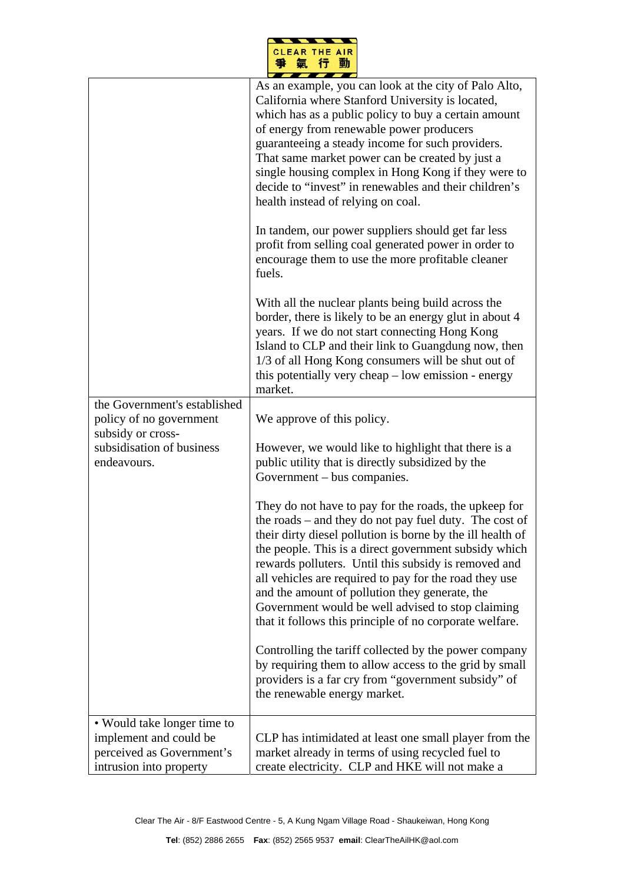| | |
|---|---|
| | As an example, you can look at the city of Palo Alto, California where Stanford University is located, which has as a public policy to buy a certain amount of energy from renewable power producers guaranteeing a steady income for such providers. That same market power can be created by just a single housing complex in Hong Kong if they were to decide to "invest" in renewables and their children's health instead of relying on coal.<br><br>In tandem, our power suppliers should get far less profit from selling coal generated power in order to encourage them to use the more profitable cleaner fuels.<br><br>With all the nuclear plants being build across the border, there is likely to be an energy glut in about 4 years. If we do not start connecting Hong Kong Island to CLP and their link to Guangdung now, then 1/3 of all Hong Kong consumers will be shut out of this potentially very cheap – low emission - energy market. |
| the Government's established policy of no government subsidy or cross-subsidisation of business endeavours. | We approve of this policy.<br><br>However, we would like to highlight that there is a public utility that is directly subsidized by the Government – bus companies.<br><br>They do not have to pay for the roads, the upkeep for the roads – and they do not pay fuel duty. The cost of their dirty diesel pollution is borne by the ill health of the people. This is a direct government subsidy which rewards polluters. Until this subsidy is removed and all vehicles are required to pay for the road they use and the amount of pollution they generate, the Government would be well advised to stop claiming that it follows this principle of no corporate welfare.<br><br>Controlling the tariff collected by the power company by requiring them to allow access to the grid by small providers is a far cry from "government subsidy" of the renewable energy market. |
| • Would take longer time to implement and could be perceived as Government's intrusion into property | CLP has intimidated at least one small player from the market already in terms of using recycled fuel to create electricity. CLP and HKE will not make a |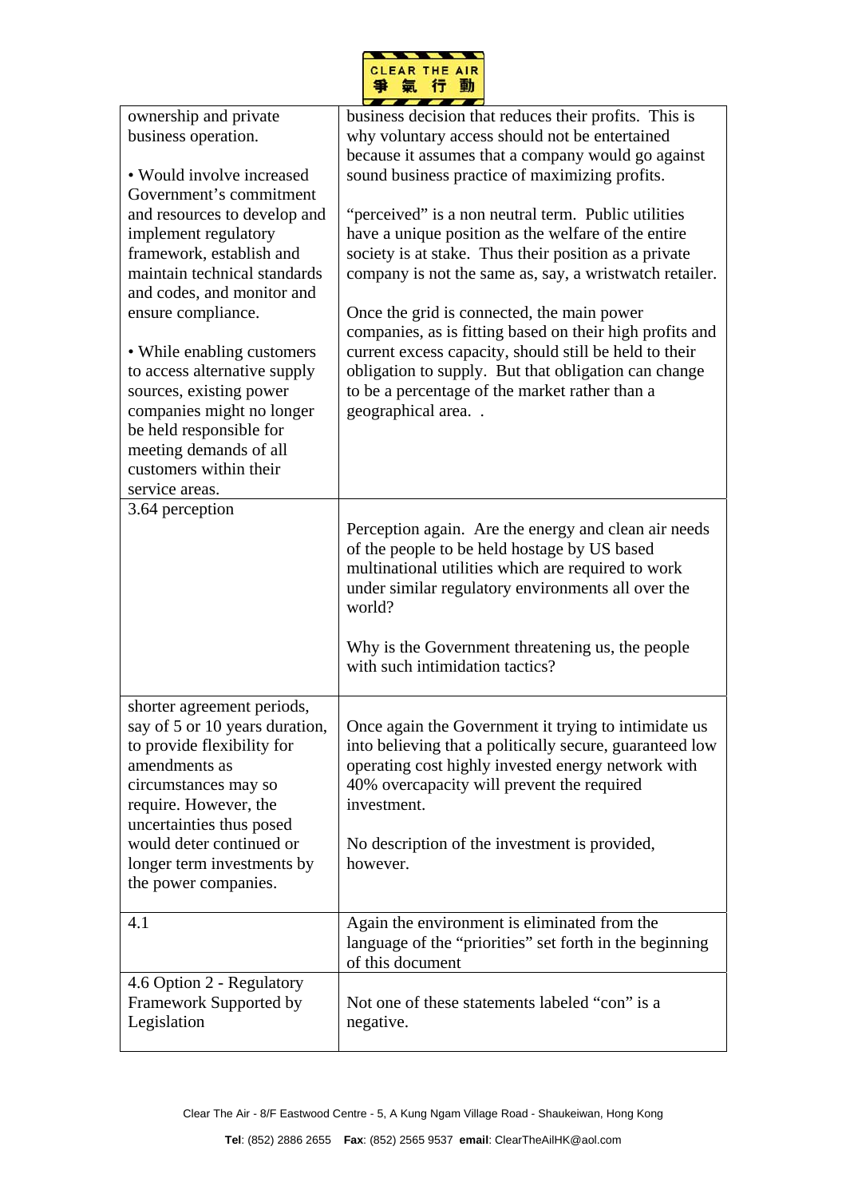| | |
|---|---|
| ownership and private business operation.<br><br>• Would involve increased Government's commitment and resources to develop and implement regulatory framework, establish and maintain technical standards and codes, and monitor and ensure compliance.<br><br>• While enabling customers to access alternative supply sources, existing power companies might no longer be held responsible for meeting demands of all customers within their service areas. | business decision that reduces their profits. This is why voluntary access should not be entertained because it assumes that a company would go against sound business practice of maximizing profits.<br><br>"perceived" is a non neutral term. Public utilities have a unique position as the welfare of the entire society is at stake. Thus their position as a private company is not the same as, say, a wristwatch retailer.<br><br>Once the grid is connected, the main power companies, as is fitting based on their high profits and current excess capacity, should still be held to their obligation to supply. But that obligation can change to be a percentage of the market rather than a geographical area. . |
| 3.64 perception | Perception again. Are the energy and clean air needs of the people to be held hostage by US based multinational utilities which are required to work under similar regulatory environments all over the world?<br><br>Why is the Government threatening us, the people with such intimidation tactics? |
| shorter agreement periods, say of 5 or 10 years duration, to provide flexibility for amendments as circumstances may so require. However, the uncertainties thus posed would deter continued or longer term investments by the power companies. | Once again the Government it trying to intimidate us into believing that a politically secure, guaranteed low operating cost highly invested energy network with 40% overcapacity will prevent the required investment.<br><br>No description of the investment is provided, however. |
| 4.1 | Again the environment is eliminated from the language of the "priorities" set forth in the beginning of this document |
| 4.6 Option 2 - Regulatory Framework Supported by Legislation | Not one of these statements labeled "con" is a negative. |

Clear The Air - 8/F Eastwood Centre - 5, A Kung Ngam Village Road - Shaukeiwan, Hong Kong

**Tel**: (852) 2886 2655 **Fax**: (852) 2565 9537 **email**: ClearTheAilHK@aol.com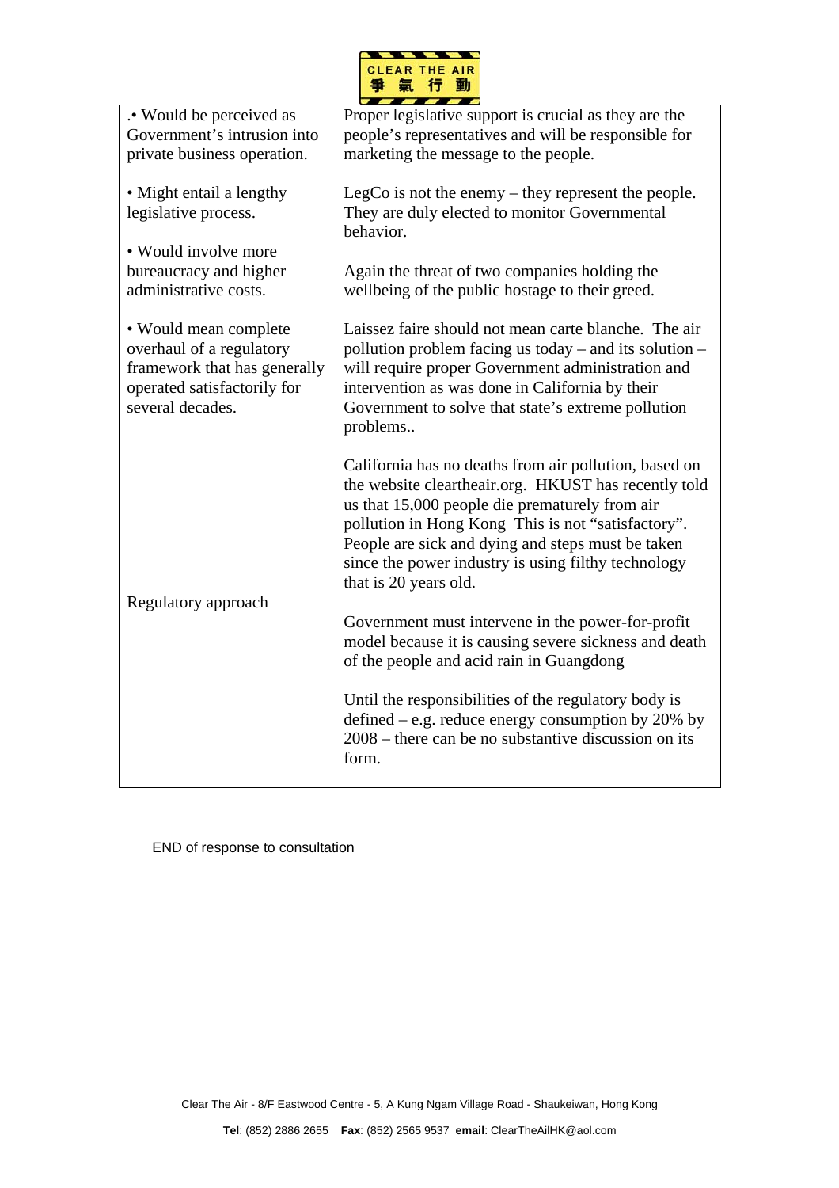| | |
|---|---|
| .• Would be perceived as Government's intrusion into private business operation.<br><br>• Might entail a lengthy legislative process.<br><br>• Would involve more bureaucracy and higher administrative costs.<br><br>• Would mean complete overhaul of a regulatory framework that has generally operated satisfactorily for several decades. | Proper legislative support is crucial as they are the people's representatives and will be responsible for marketing the message to the people.<br><br>LegCo is not the enemy – they represent the people. They are duly elected to monitor Governmental behavior.<br><br>Again the threat of two companies holding the wellbeing of the public hostage to their greed.<br><br>Laissez faire should not mean carte blanche. The air pollution problem facing us today – and its solution – will require proper Government administration and intervention as was done in California by their Government to solve that state's extreme pollution problems..<br><br>California has no deaths from air pollution, based on the website cleartheair.org. HKUST has recently told us that 15,000 people die prematurely from air pollution in Hong Kong This is not "satisfactory". People are sick and dying and steps must be taken since the power industry is using filthy technology that is 20 years old. |
| Regulatory approach | Government must intervene in the power-for-profit model because it is causing severe sickness and death of the people and acid rain in Guangdong<br><br>Until the responsibilities of the regulatory body is defined – e.g. reduce energy consumption by 20% by 2008 – there can be no substantive discussion on its form. |

END of response to consultation